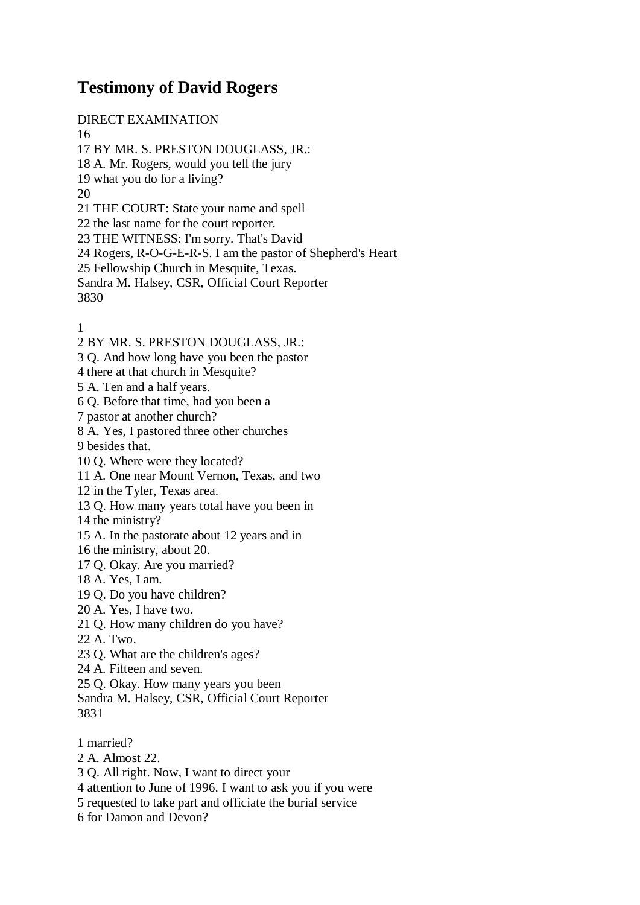# Testimony of David Rogers

DIRECT EXAMINATION
16
17 BY MR. S. PRESTON DOUGLASS, JR.:
18 A. Mr. Rogers, would you tell the jury
19 what you do for a living?
20
21 THE COURT: State your name and spell
22 the last name for the court reporter.
23 THE WITNESS: I'm sorry. That's David
24 Rogers, R-O-G-E-R-S. I am the pastor of Shepherd's Heart
25 Fellowship Church in Mesquite, Texas.
Sandra M. Halsey, CSR, Official Court Reporter
3830

1
2 BY MR. S. PRESTON DOUGLASS, JR.:
3 Q. And how long have you been the pastor
4 there at that church in Mesquite?
5 A. Ten and a half years.
6 Q. Before that time, had you been a
7 pastor at another church?
8 A. Yes, I pastored three other churches
9 besides that.
10 Q. Where were they located?
11 A. One near Mount Vernon, Texas, and two
12 in the Tyler, Texas area.
13 Q. How many years total have you been in
14 the ministry?
15 A. In the pastorate about 12 years and in
16 the ministry, about 20.
17 Q. Okay. Are you married?
18 A. Yes, I am.
19 Q. Do you have children?
20 A. Yes, I have two.
21 Q. How many children do you have?
22 A. Two.
23 Q. What are the children's ages?
24 A. Fifteen and seven.
25 Q. Okay. How many years you been
Sandra M. Halsey, CSR, Official Court Reporter
3831

1 married?
2 A. Almost 22.
3 Q. All right. Now, I want to direct your
4 attention to June of 1996. I want to ask you if you were
5 requested to take part and officiate the burial service
6 for Damon and Devon?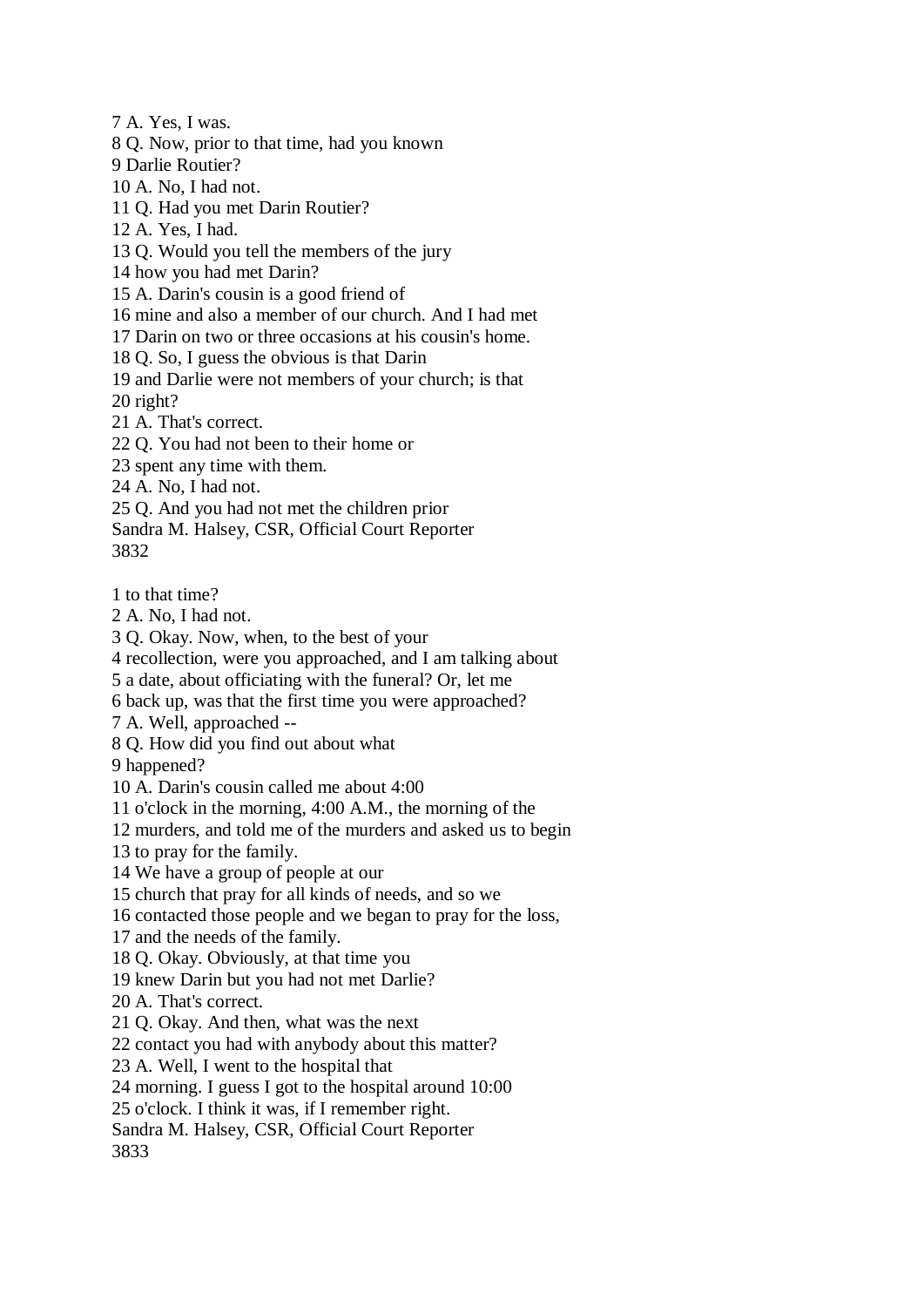7 A. Yes, I was.
8 Q. Now, prior to that time, had you known
9 Darlie Routier?
10 A. No, I had not.
11 Q. Had you met Darin Routier?
12 A. Yes, I had.
13 Q. Would you tell the members of the jury
14 how you had met Darin?
15 A. Darin's cousin is a good friend of
16 mine and also a member of our church. And I had met
17 Darin on two or three occasions at his cousin's home.
18 Q. So, I guess the obvious is that Darin
19 and Darlie were not members of your church; is that
20 right?
21 A. That's correct.
22 Q. You had not been to their home or
23 spent any time with them.
24 A. No, I had not.
25 Q. And you had not met the children prior
Sandra M. Halsey, CSR, Official Court Reporter
3832

1 to that time?
2 A. No, I had not.
3 Q. Okay. Now, when, to the best of your
4 recollection, were you approached, and I am talking about
5 a date, about officiating with the funeral? Or, let me
6 back up, was that the first time you were approached?
7 A. Well, approached --
8 Q. How did you find out about what
9 happened?
10 A. Darin's cousin called me about 4:00
11 o'clock in the morning, 4:00 A.M., the morning of the
12 murders, and told me of the murders and asked us to begin
13 to pray for the family.
14 We have a group of people at our
15 church that pray for all kinds of needs, and so we
16 contacted those people and we began to pray for the loss,
17 and the needs of the family.
18 Q. Okay. Obviously, at that time you
19 knew Darin but you had not met Darlie?
20 A. That's correct.
21 Q. Okay. And then, what was the next
22 contact you had with anybody about this matter?
23 A. Well, I went to the hospital that
24 morning. I guess I got to the hospital around 10:00
25 o'clock. I think it was, if I remember right.
Sandra M. Halsey, CSR, Official Court Reporter
3833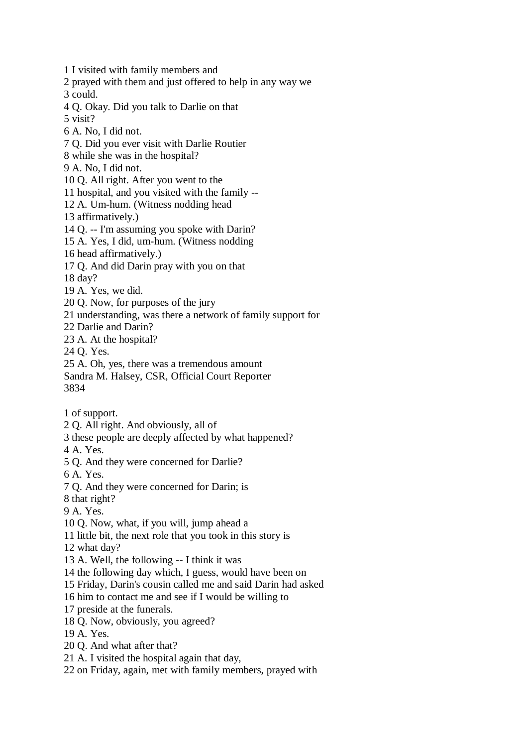1 I visited with family members and
2 prayed with them and just offered to help in any way we
3 could.
4 Q. Okay. Did you talk to Darlie on that
5 visit?
6 A. No, I did not.
7 Q. Did you ever visit with Darlie Routier
8 while she was in the hospital?
9 A. No, I did not.
10 Q. All right. After you went to the
11 hospital, and you visited with the family --
12 A. Um-hum. (Witness nodding head
13 affirmatively.)
14 Q. -- I'm assuming you spoke with Darin?
15 A. Yes, I did, um-hum. (Witness nodding
16 head affirmatively.)
17 Q. And did Darin pray with you on that
18 day?
19 A. Yes, we did.
20 Q. Now, for purposes of the jury
21 understanding, was there a network of family support for
22 Darlie and Darin?
23 A. At the hospital?
24 Q. Yes.
25 A. Oh, yes, there was a tremendous amount
Sandra M. Halsey, CSR, Official Court Reporter
3834

1 of support.
2 Q. All right. And obviously, all of
3 these people are deeply affected by what happened?
4 A. Yes.
5 Q. And they were concerned for Darlie?
6 A. Yes.
7 Q. And they were concerned for Darin; is
8 that right?
9 A. Yes.
10 Q. Now, what, if you will, jump ahead a
11 little bit, the next role that you took in this story is
12 what day?
13 A. Well, the following -- I think it was
14 the following day which, I guess, would have been on
15 Friday, Darin's cousin called me and said Darin had asked
16 him to contact me and see if I would be willing to
17 preside at the funerals.
18 Q. Now, obviously, you agreed?
19 A. Yes.
20 Q. And what after that?
21 A. I visited the hospital again that day,
22 on Friday, again, met with family members, prayed with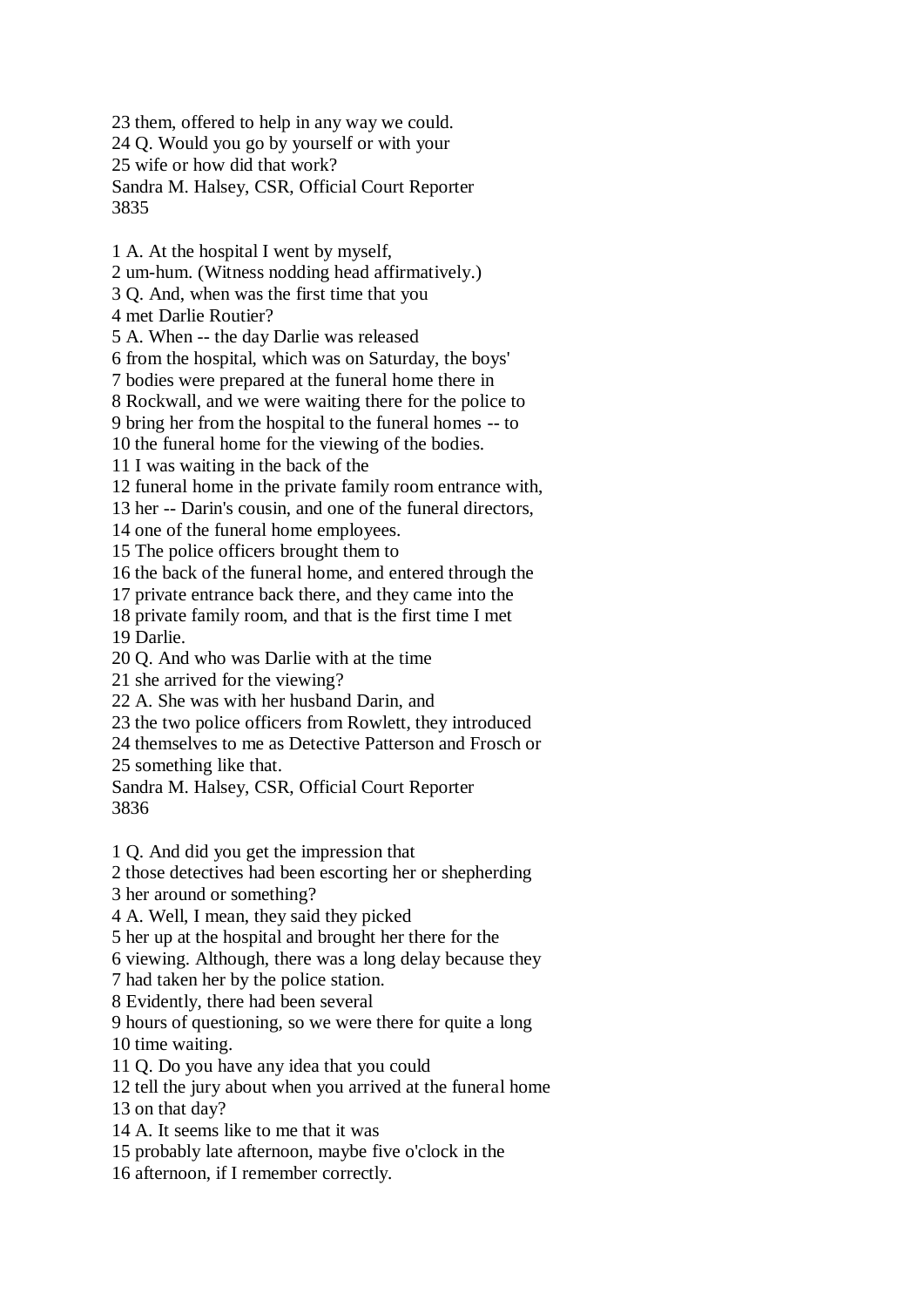23 them, offered to help in any way we could.
24 Q. Would you go by yourself or with your
25 wife or how did that work?

1 A. At the hospital I went by myself,
2 um-hum. (Witness nodding head affirmatively.)
3 Q. And, when was the first time that you
4 met Darlie Routier?
5 A. When -- the day Darlie was released
6 from the hospital, which was on Saturday, the boys'
7 bodies were prepared at the funeral home there in
8 Rockwall, and we were waiting there for the police to
9 bring her from the hospital to the funeral homes -- to
10 the funeral home for the viewing of the bodies.
11 I was waiting in the back of the
12 funeral home in the private family room entrance with,
13 her -- Darin's cousin, and one of the funeral directors,
14 one of the funeral home employees.
15 The police officers brought them to
16 the back of the funeral home, and entered through the
17 private entrance back there, and they came into the
18 private family room, and that is the first time I met
19 Darlie.
20 Q. And who was Darlie with at the time
21 she arrived for the viewing?
22 A. She was with her husband Darin, and
23 the two police officers from Rowlett, they introduced
24 themselves to me as Detective Patterson and Frosch or
25 something like that.

1 Q. And did you get the impression that
2 those detectives had been escorting her or shepherding
3 her around or something?
4 A. Well, I mean, they said they picked
5 her up at the hospital and brought her there for the
6 viewing. Although, there was a long delay because they
7 had taken her by the police station.
8 Evidently, there had been several
9 hours of questioning, so we were there for quite a long
10 time waiting.
11 Q. Do you have any idea that you could
12 tell the jury about when you arrived at the funeral home
13 on that day?
14 A. It seems like to me that it was
15 probably late afternoon, maybe five o'clock in the
16 afternoon, if I remember correctly.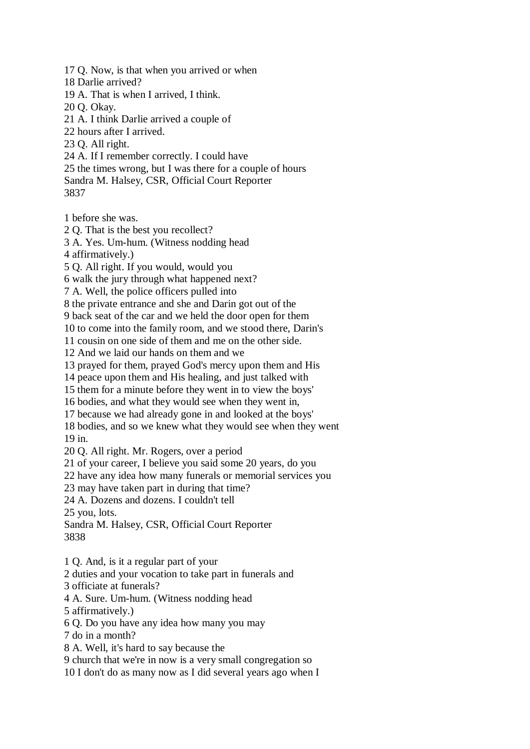17 Q. Now, is that when you arrived or when
18 Darlie arrived?
19 A. That is when I arrived, I think.
20 Q. Okay.
21 A. I think Darlie arrived a couple of
22 hours after I arrived.
23 Q. All right.
24 A. If I remember correctly. I could have
25 the times wrong, but I was there for a couple of hours
Sandra M. Halsey, CSR, Official Court Reporter
3837

1 before she was.
2 Q. That is the best you recollect?
3 A. Yes. Um-hum. (Witness nodding head
4 affirmatively.)
5 Q. All right. If you would, would you
6 walk the jury through what happened next?
7 A. Well, the police officers pulled into
8 the private entrance and she and Darin got out of the
9 back seat of the car and we held the door open for them
10 to come into the family room, and we stood there, Darin's
11 cousin on one side of them and me on the other side.
12 And we laid our hands on them and we
13 prayed for them, prayed God's mercy upon them and His
14 peace upon them and His healing, and just talked with
15 them for a minute before they went in to view the boys'
16 bodies, and what they would see when they went in,
17 because we had already gone in and looked at the boys'
18 bodies, and so we knew what they would see when they went
19 in.
20 Q. All right. Mr. Rogers, over a period
21 of your career, I believe you said some 20 years, do you
22 have any idea how many funerals or memorial services you
23 may have taken part in during that time?
24 A. Dozens and dozens. I couldn't tell
25 you, lots.
Sandra M. Halsey, CSR, Official Court Reporter
3838

1 Q. And, is it a regular part of your
2 duties and your vocation to take part in funerals and
3 officiate at funerals?
4 A. Sure. Um-hum. (Witness nodding head
5 affirmatively.)
6 Q. Do you have any idea how many you may
7 do in a month?
8 A. Well, it's hard to say because the
9 church that we're in now is a very small congregation so
10 I don't do as many now as I did several years ago when I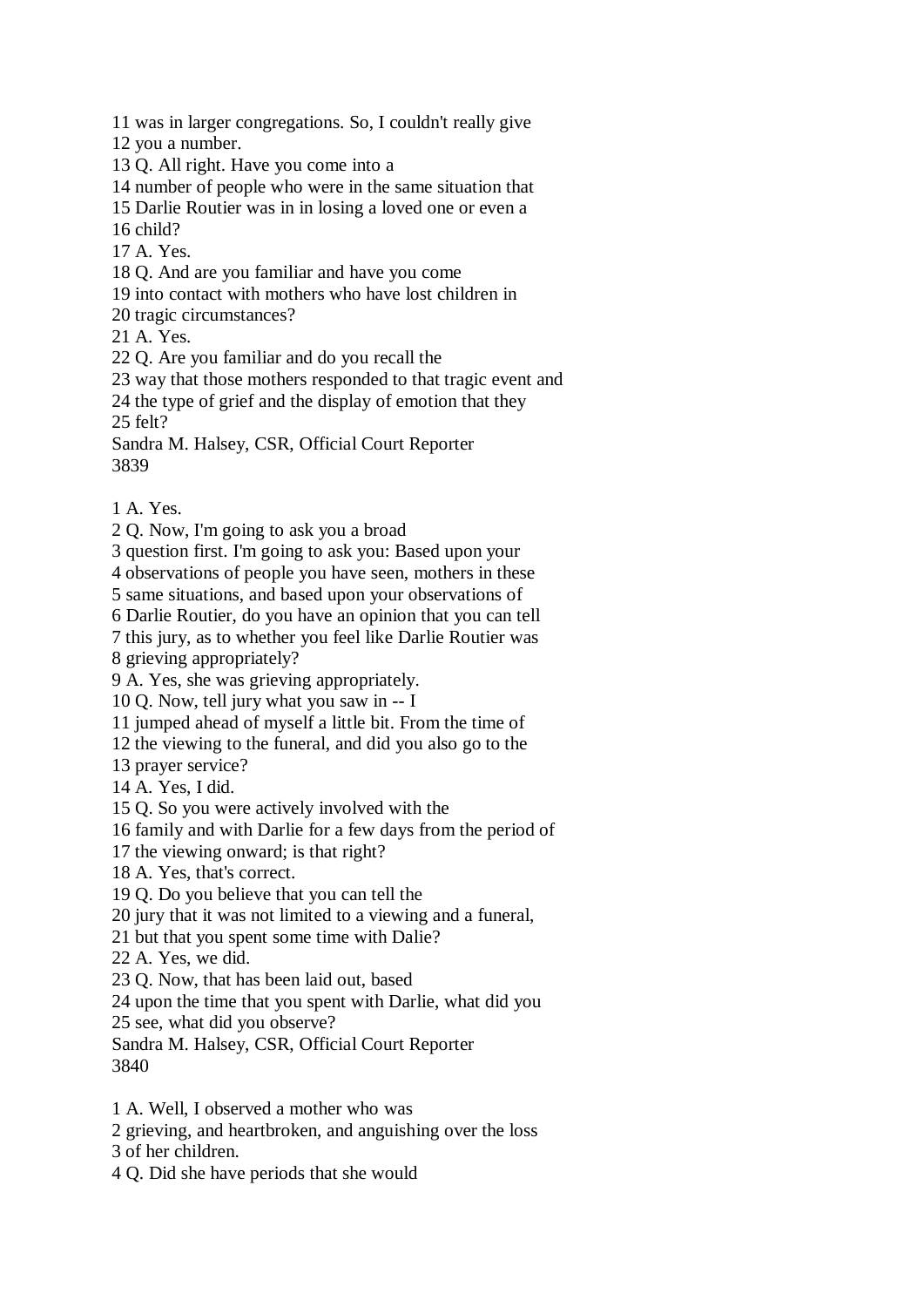11 was in larger congregations. So, I couldn't really give
12 you a number.
13 Q. All right. Have you come into a
14 number of people who were in the same situation that
15 Darlie Routier was in in losing a loved one or even a
16 child?
17 A. Yes.
18 Q. And are you familiar and have you come
19 into contact with mothers who have lost children in
20 tragic circumstances?
21 A. Yes.
22 Q. Are you familiar and do you recall the
23 way that those mothers responded to that tragic event and
24 the type of grief and the display of emotion that they
25 felt?
Sandra M. Halsey, CSR, Official Court Reporter
3839

1 A. Yes.
2 Q. Now, I'm going to ask you a broad
3 question first. I'm going to ask you: Based upon your
4 observations of people you have seen, mothers in these
5 same situations, and based upon your observations of
6 Darlie Routier, do you have an opinion that you can tell
7 this jury, as to whether you feel like Darlie Routier was
8 grieving appropriately?
9 A. Yes, she was grieving appropriately.
10 Q. Now, tell jury what you saw in -- I
11 jumped ahead of myself a little bit. From the time of
12 the viewing to the funeral, and did you also go to the
13 prayer service?
14 A. Yes, I did.
15 Q. So you were actively involved with the
16 family and with Darlie for a few days from the period of
17 the viewing onward; is that right?
18 A. Yes, that's correct.
19 Q. Do you believe that you can tell the
20 jury that it was not limited to a viewing and a funeral,
21 but that you spent some time with Dalie?
22 A. Yes, we did.
23 Q. Now, that has been laid out, based
24 upon the time that you spent with Darlie, what did you
25 see, what did you observe?
Sandra M. Halsey, CSR, Official Court Reporter
3840

1 A. Well, I observed a mother who was
2 grieving, and heartbroken, and anguishing over the loss
3 of her children.
4 Q. Did she have periods that she would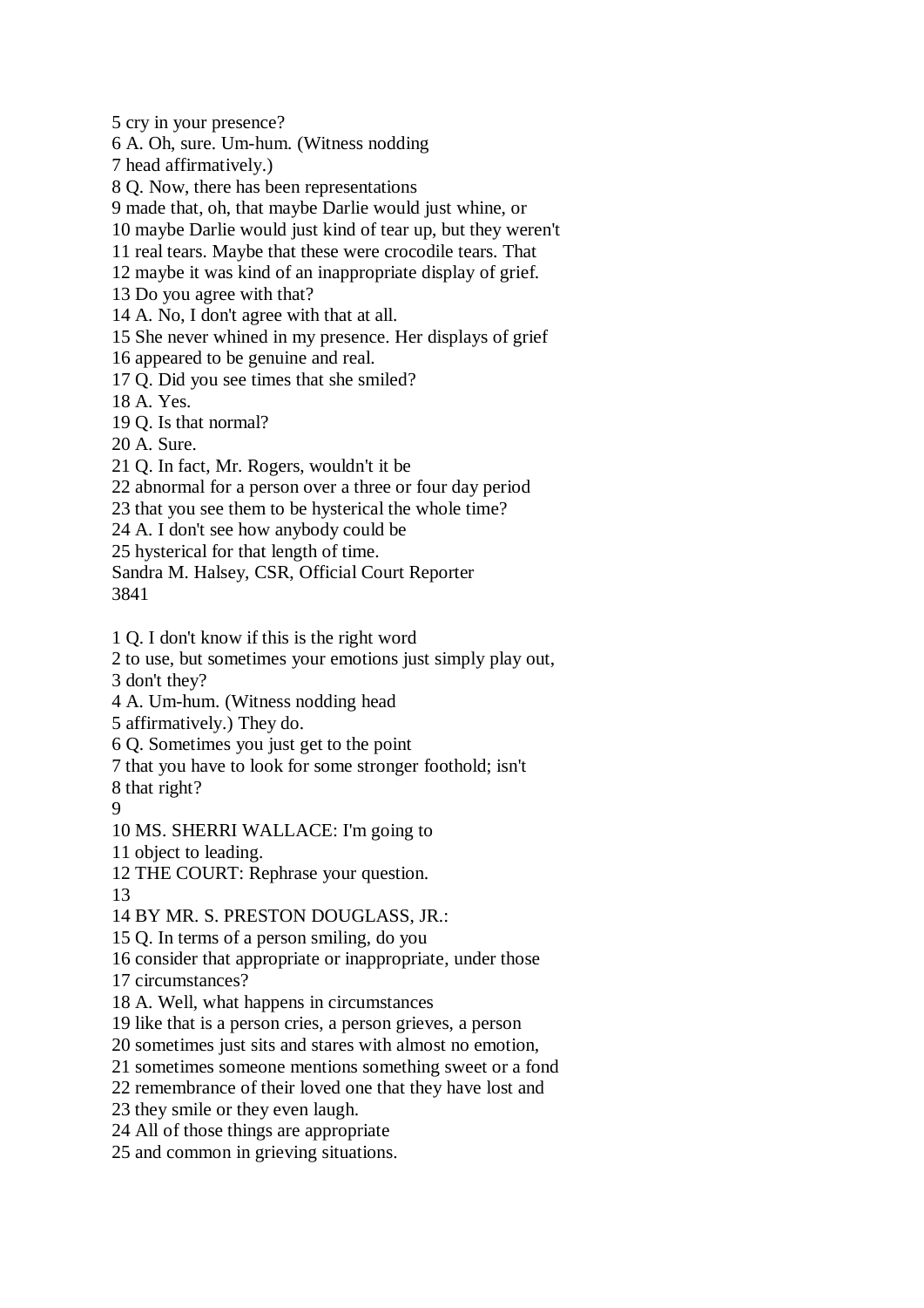5 cry in your presence?
6 A. Oh, sure. Um-hum. (Witness nodding
7 head affirmatively.)
8 Q. Now, there has been representations
9 made that, oh, that maybe Darlie would just whine, or
10 maybe Darlie would just kind of tear up, but they weren't
11 real tears. Maybe that these were crocodile tears. That
12 maybe it was kind of an inappropriate display of grief.
13 Do you agree with that?
14 A. No, I don't agree with that at all.
15 She never whined in my presence. Her displays of grief
16 appeared to be genuine and real.
17 Q. Did you see times that she smiled?
18 A. Yes.
19 Q. Is that normal?
20 A. Sure.
21 Q. In fact, Mr. Rogers, wouldn't it be
22 abnormal for a person over a three or four day period
23 that you see them to be hysterical the whole time?
24 A. I don't see how anybody could be
25 hysterical for that length of time.
Sandra M. Halsey, CSR, Official Court Reporter
3841

1 Q. I don't know if this is the right word
2 to use, but sometimes your emotions just simply play out,
3 don't they?
4 A. Um-hum. (Witness nodding head
5 affirmatively.) They do.
6 Q. Sometimes you just get to the point
7 that you have to look for some stronger foothold; isn't
8 that right?
9
10 MS. SHERRI WALLACE: I'm going to
11 object to leading.
12 THE COURT: Rephrase your question.
13
14 BY MR. S. PRESTON DOUGLASS, JR.:
15 Q. In terms of a person smiling, do you
16 consider that appropriate or inappropriate, under those
17 circumstances?
18 A. Well, what happens in circumstances
19 like that is a person cries, a person grieves, a person
20 sometimes just sits and stares with almost no emotion,
21 sometimes someone mentions something sweet or a fond
22 remembrance of their loved one that they have lost and
23 they smile or they even laugh.
24 All of those things are appropriate
25 and common in grieving situations.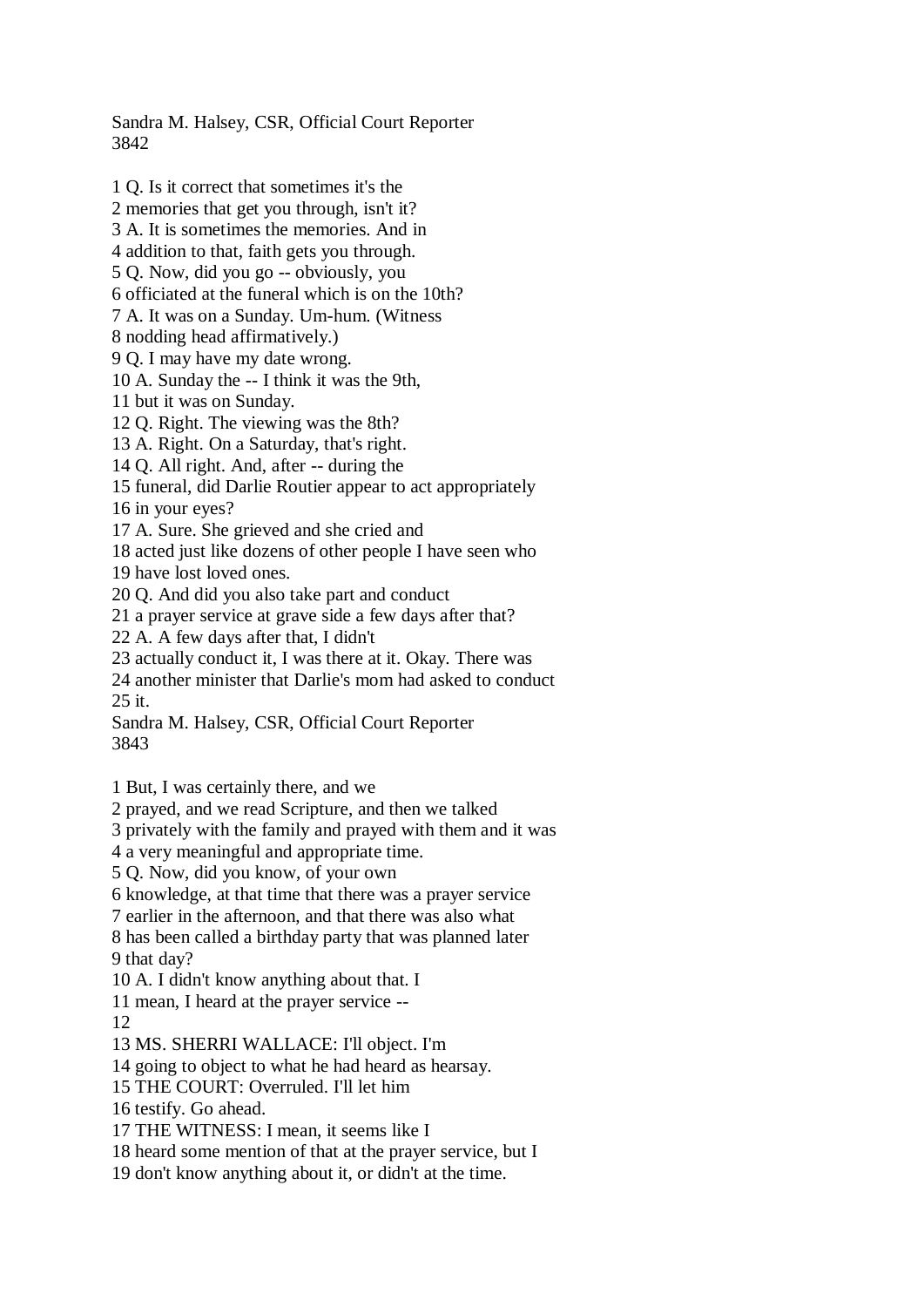1 Q. Is it correct that sometimes it's the
2 memories that get you through, isn't it?
3 A. It is sometimes the memories. And in
4 addition to that, faith gets you through.
5 Q. Now, did you go -- obviously, you
6 officiated at the funeral which is on the 10th?
7 A. It was on a Sunday. Um-hum. (Witness
8 nodding head affirmatively.)
9 Q. I may have my date wrong.
10 A. Sunday the -- I think it was the 9th,
11 but it was on Sunday.
12 Q. Right. The viewing was the 8th?
13 A. Right. On a Saturday, that's right.
14 Q. All right. And, after -- during the
15 funeral, did Darlie Routier appear to act appropriately
16 in your eyes?
17 A. Sure. She grieved and she cried and
18 acted just like dozens of other people I have seen who
19 have lost loved ones.
20 Q. And did you also take part and conduct
21 a prayer service at grave side a few days after that?
22 A. A few days after that, I didn't
23 actually conduct it, I was there at it. Okay. There was
24 another minister that Darlie's mom had asked to conduct
25 it.

1 But, I was certainly there, and we
2 prayed, and we read Scripture, and then we talked
3 privately with the family and prayed with them and it was
4 a very meaningful and appropriate time.
5 Q. Now, did you know, of your own
6 knowledge, at that time that there was a prayer service
7 earlier in the afternoon, and that there was also what
8 has been called a birthday party that was planned later
9 that day?
10 A. I didn't know anything about that. I
11 mean, I heard at the prayer service --
12
13 MS. SHERRI WALLACE: I'll object. I'm
14 going to object to what he had heard as hearsay.
15 THE COURT: Overruled. I'll let him
16 testify. Go ahead.
17 THE WITNESS: I mean, it seems like I
18 heard some mention of that at the prayer service, but I
19 don't know anything about it, or didn't at the time.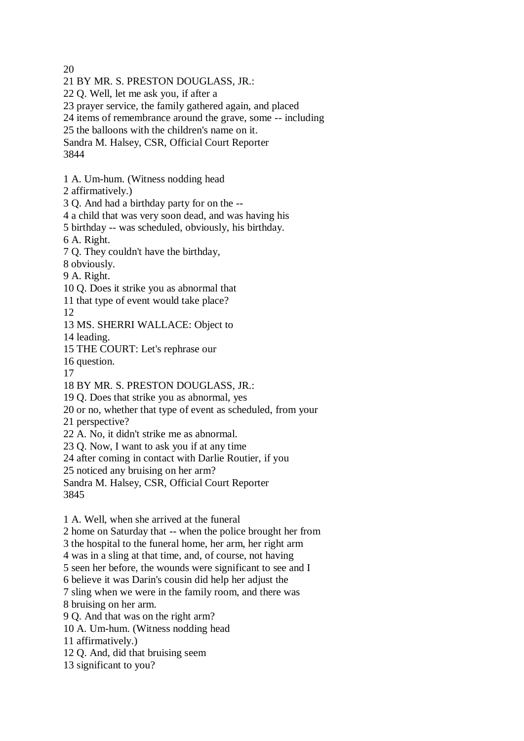20
21 BY MR. S. PRESTON DOUGLASS, JR.:
22 Q. Well, let me ask you, if after a
23 prayer service, the family gathered again, and placed
24 items of remembrance around the grave, some -- including
25 the balloons with the children's name on it.

1 A. Um-hum. (Witness nodding head
2 affirmatively.)
3 Q. And had a birthday party for on the --
4 a child that was very soon dead, and was having his
5 birthday -- was scheduled, obviously, his birthday.
6 A. Right.
7 Q. They couldn't have the birthday,
8 obviously.
9 A. Right.
10 Q. Does it strike you as abnormal that
11 that type of event would take place?
12
13 MS. SHERRI WALLACE: Object to
14 leading.
15 THE COURT: Let's rephrase our
16 question.
17
18 BY MR. S. PRESTON DOUGLASS, JR.:
19 Q. Does that strike you as abnormal, yes
20 or no, whether that type of event as scheduled, from your
21 perspective?
22 A. No, it didn't strike me as abnormal.
23 Q. Now, I want to ask you if at any time
24 after coming in contact with Darlie Routier, if you
25 noticed any bruising on her arm?

1 A. Well, when she arrived at the funeral
2 home on Saturday that -- when the police brought her from
3 the hospital to the funeral home, her arm, her right arm
4 was in a sling at that time, and, of course, not having
5 seen her before, the wounds were significant to see and I
6 believe it was Darin's cousin did help her adjust the
7 sling when we were in the family room, and there was
8 bruising on her arm.
9 Q. And that was on the right arm?
10 A. Um-hum. (Witness nodding head
11 affirmatively.)
12 Q. And, did that bruising seem
13 significant to you?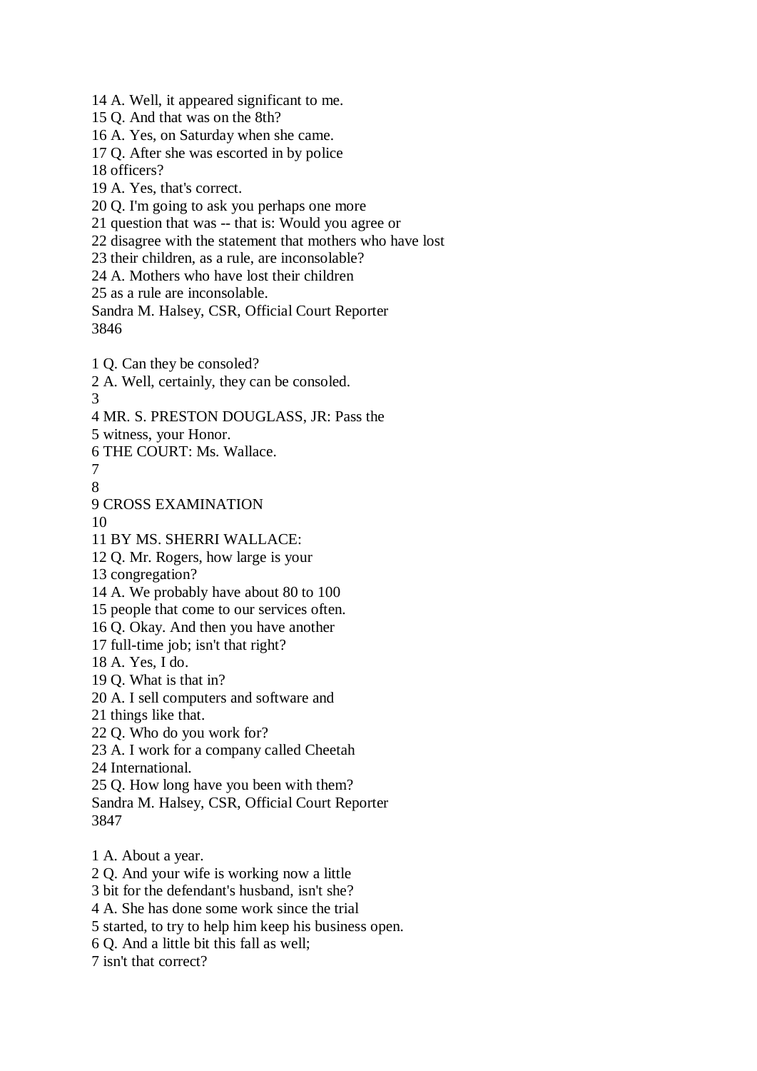14 A. Well, it appeared significant to me.
15 Q. And that was on the 8th?
16 A. Yes, on Saturday when she came.
17 Q. After she was escorted in by police
18 officers?
19 A. Yes, that's correct.
20 Q. I'm going to ask you perhaps one more
21 question that was -- that is: Would you agree or
22 disagree with the statement that mothers who have lost
23 their children, as a rule, are inconsolable?
24 A. Mothers who have lost their children
25 as a rule are inconsolable.

1 Q. Can they be consoled?
2 A. Well, certainly, they can be consoled.
3
4 MR. S. PRESTON DOUGLASS, JR: Pass the
5 witness, your Honor.
6 THE COURT: Ms. Wallace.
7
8
9 CROSS EXAMINATION
10
11 BY MS. SHERRI WALLACE:
12 Q. Mr. Rogers, how large is your
13 congregation?
14 A. We probably have about 80 to 100
15 people that come to our services often.
16 Q. Okay. And then you have another
17 full-time job; isn't that right?
18 A. Yes, I do.
19 Q. What is that in?
20 A. I sell computers and software and
21 things like that.
22 Q. Who do you work for?
23 A. I work for a company called Cheetah
24 International.
25 Q. How long have you been with them?

1 A. About a year.
2 Q. And your wife is working now a little
3 bit for the defendant's husband, isn't she?
4 A. She has done some work since the trial
5 started, to try to help him keep his business open.
6 Q. And a little bit this fall as well;
7 isn't that correct?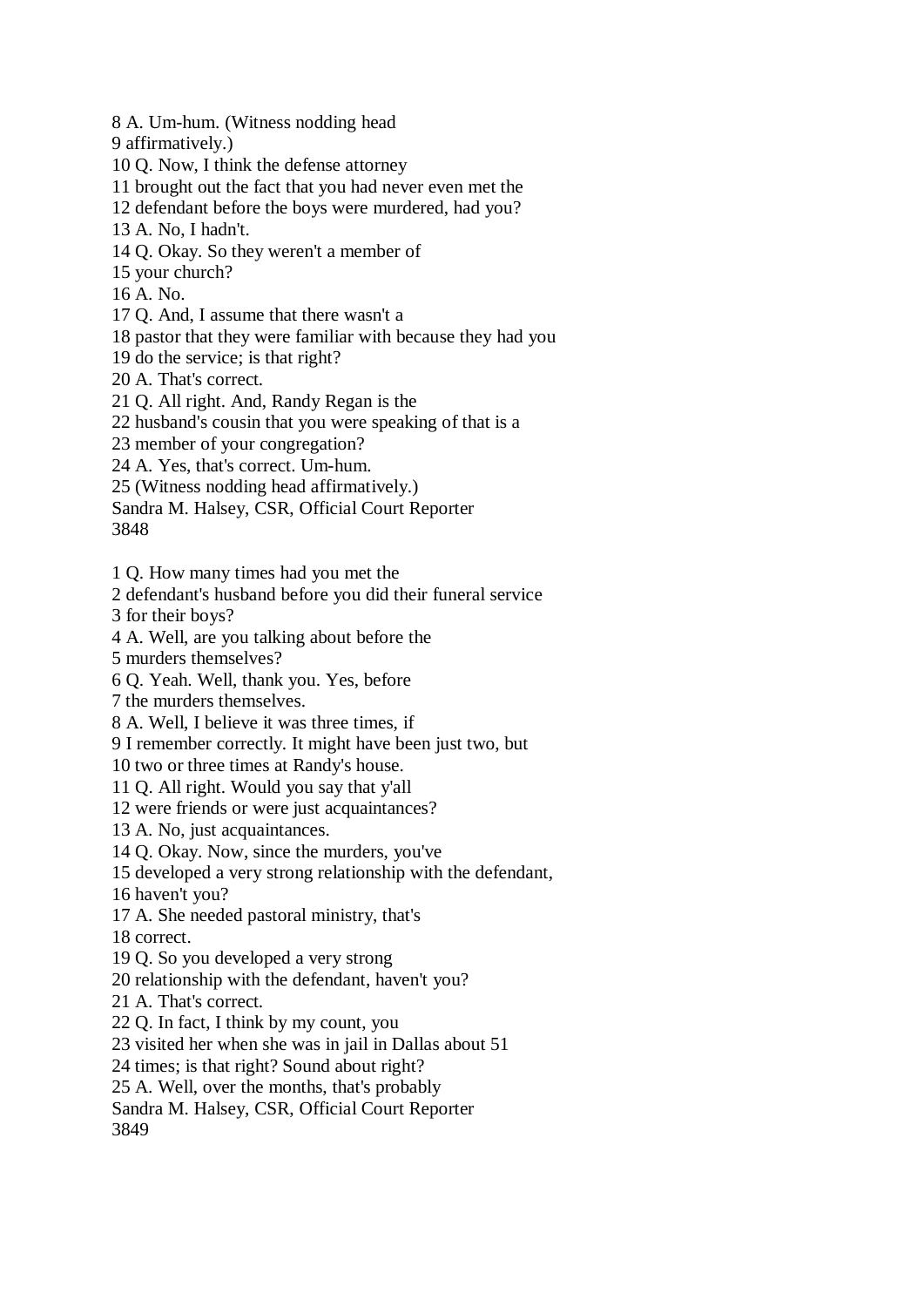8 A. Um-hum. (Witness nodding head
9 affirmatively.)
10 Q. Now, I think the defense attorney
11 brought out the fact that you had never even met the
12 defendant before the boys were murdered, had you?
13 A. No, I hadn't.
14 Q. Okay. So they weren't a member of
15 your church?
16 A. No.
17 Q. And, I assume that there wasn't a
18 pastor that they were familiar with because they had you
19 do the service; is that right?
20 A. That's correct.
21 Q. All right. And, Randy Regan is the
22 husband's cousin that you were speaking of that is a
23 member of your congregation?
24 A. Yes, that's correct. Um-hum.
25 (Witness nodding head affirmatively.)
Sandra M. Halsey, CSR, Official Court Reporter
3848

1 Q. How many times had you met the
2 defendant's husband before you did their funeral service
3 for their boys?
4 A. Well, are you talking about before the
5 murders themselves?
6 Q. Yeah. Well, thank you. Yes, before
7 the murders themselves.
8 A. Well, I believe it was three times, if
9 I remember correctly. It might have been just two, but
10 two or three times at Randy's house.
11 Q. All right. Would you say that y'all
12 were friends or were just acquaintances?
13 A. No, just acquaintances.
14 Q. Okay. Now, since the murders, you've
15 developed a very strong relationship with the defendant,
16 haven't you?
17 A. She needed pastoral ministry, that's
18 correct.
19 Q. So you developed a very strong
20 relationship with the defendant, haven't you?
21 A. That's correct.
22 Q. In fact, I think by my count, you
23 visited her when she was in jail in Dallas about 51
24 times; is that right? Sound about right?
25 A. Well, over the months, that's probably
Sandra M. Halsey, CSR, Official Court Reporter
3849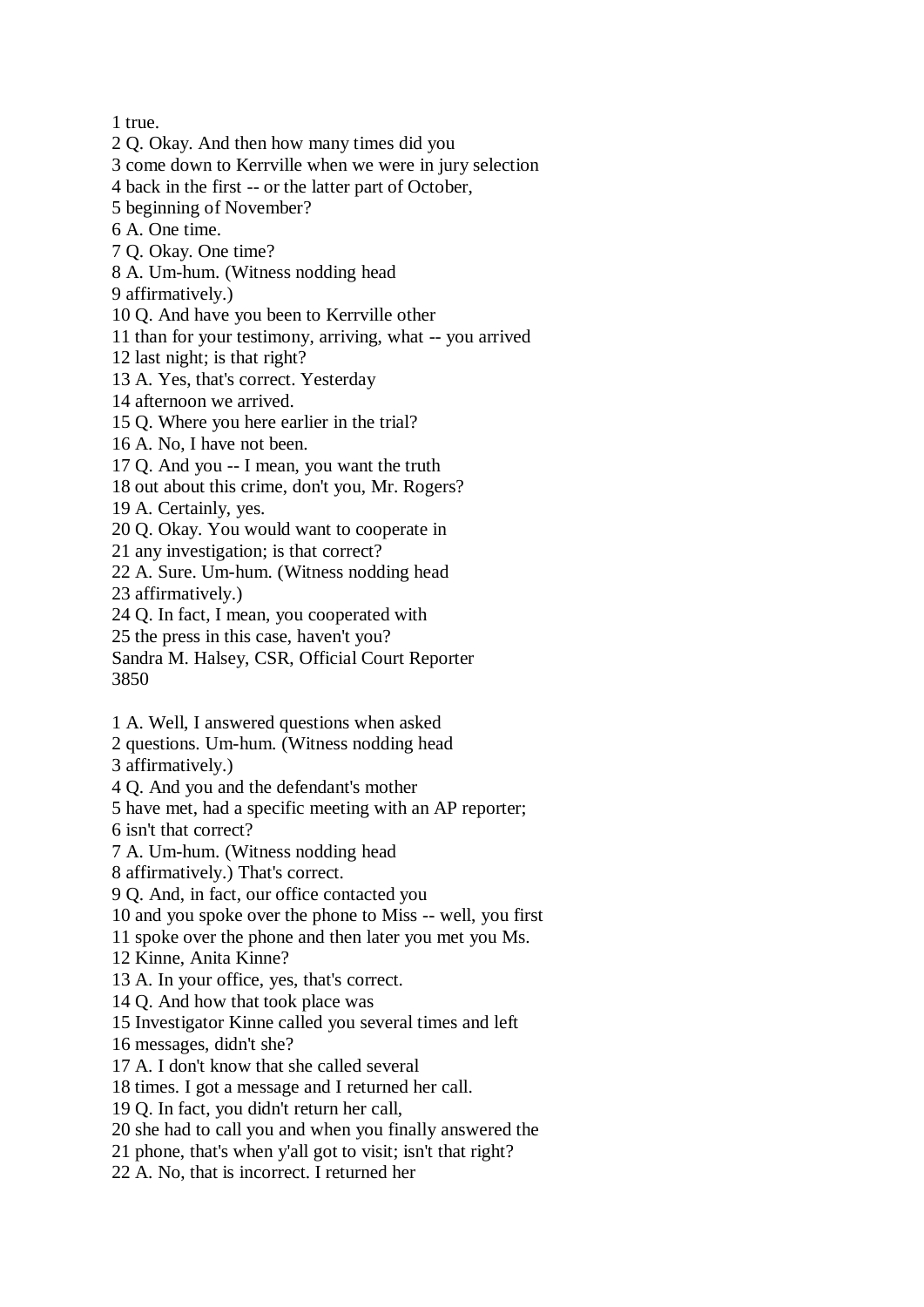1 true.
2 Q. Okay. And then how many times did you
3 come down to Kerrville when we were in jury selection
4 back in the first -- or the latter part of October,
5 beginning of November?
6 A. One time.
7 Q. Okay. One time?
8 A. Um-hum. (Witness nodding head
9 affirmatively.)
10 Q. And have you been to Kerrville other
11 than for your testimony, arriving, what -- you arrived
12 last night; is that right?
13 A. Yes, that's correct. Yesterday
14 afternoon we arrived.
15 Q. Where you here earlier in the trial?
16 A. No, I have not been.
17 Q. And you -- I mean, you want the truth
18 out about this crime, don't you, Mr. Rogers?
19 A. Certainly, yes.
20 Q. Okay. You would want to cooperate in
21 any investigation; is that correct?
22 A. Sure. Um-hum. (Witness nodding head
23 affirmatively.)
24 Q. In fact, I mean, you cooperated with
25 the press in this case, haven't you?
Sandra M. Halsey, CSR, Official Court Reporter

1 A. Well, I answered questions when asked
2 questions. Um-hum. (Witness nodding head
3 affirmatively.)
4 Q. And you and the defendant's mother
5 have met, had a specific meeting with an AP reporter;
6 isn't that correct?
7 A. Um-hum. (Witness nodding head
8 affirmatively.) That's correct.
9 Q. And, in fact, our office contacted you
10 and you spoke over the phone to Miss -- well, you first
11 spoke over the phone and then later you met you Ms.
12 Kinne, Anita Kinne?
13 A. In your office, yes, that's correct.
14 Q. And how that took place was
15 Investigator Kinne called you several times and left
16 messages, didn't she?
17 A. I don't know that she called several
18 times. I got a message and I returned her call.
19 Q. In fact, you didn't return her call,
20 she had to call you and when you finally answered the
21 phone, that's when y'all got to visit; isn't that right?
22 A. No, that is incorrect. I returned her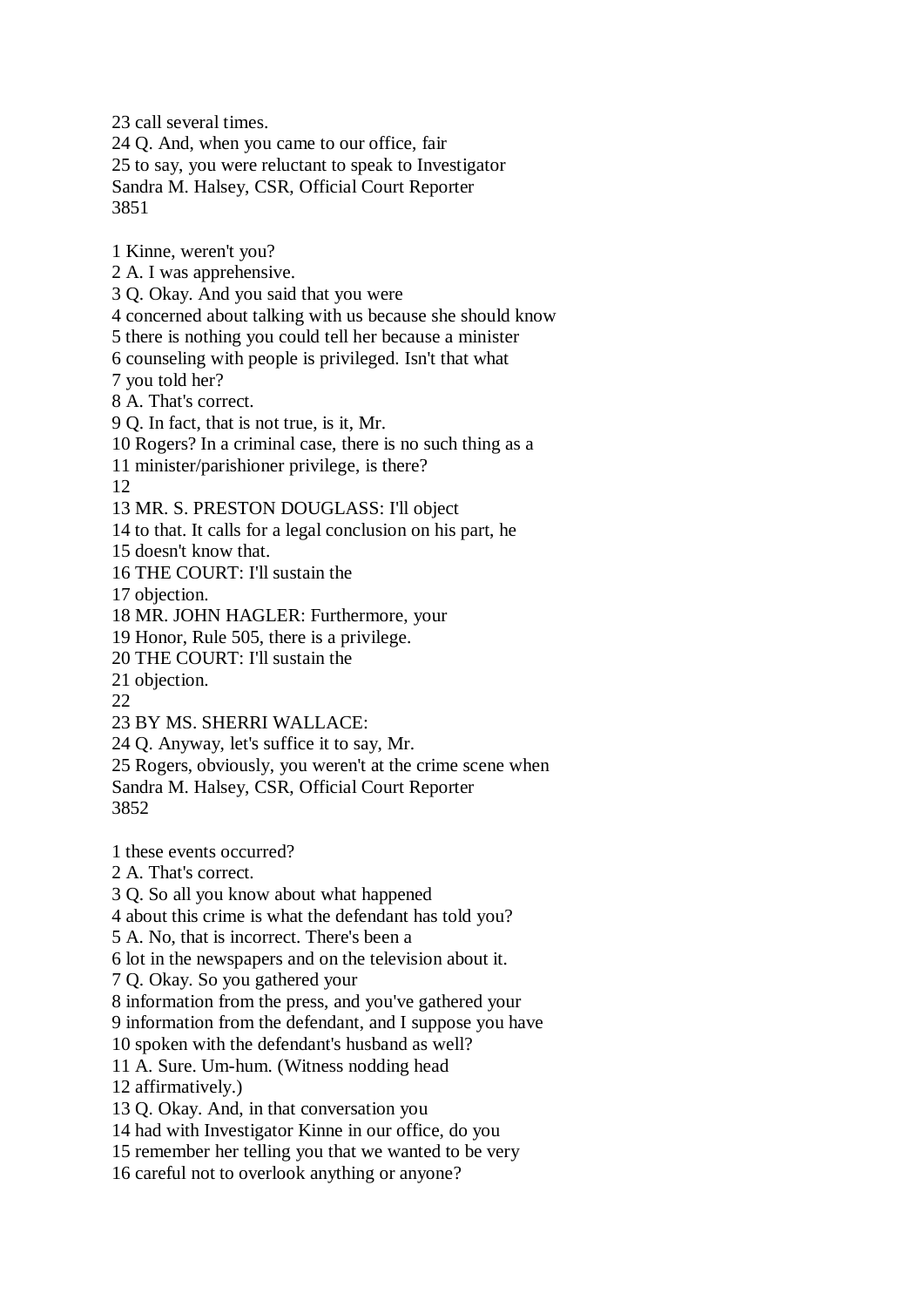23 call several times.
24 Q. And, when you came to our office, fair
25 to say, you were reluctant to speak to Investigator

1 Kinne, weren't you?
2 A. I was apprehensive.
3 Q. Okay. And you said that you were
4 concerned about talking with us because she should know
5 there is nothing you could tell her because a minister
6 counseling with people is privileged. Isn't that what
7 you told her?
8 A. That's correct.
9 Q. In fact, that is not true, is it, Mr.
10 Rogers? In a criminal case, there is no such thing as a
11 minister/parishioner privilege, is there?
12
13 MR. S. PRESTON DOUGLASS: I'll object
14 to that. It calls for a legal conclusion on his part, he
15 doesn't know that.
16 THE COURT: I'll sustain the
17 objection.
18 MR. JOHN HAGLER: Furthermore, your
19 Honor, Rule 505, there is a privilege.
20 THE COURT: I'll sustain the
21 objection.
22
23 BY MS. SHERRI WALLACE:
24 Q. Anyway, let's suffice it to say, Mr.
25 Rogers, obviously, you weren't at the crime scene when

1 these events occurred?
2 A. That's correct.
3 Q. So all you know about what happened
4 about this crime is what the defendant has told you?
5 A. No, that is incorrect. There's been a
6 lot in the newspapers and on the television about it.
7 Q. Okay. So you gathered your
8 information from the press, and you've gathered your
9 information from the defendant, and I suppose you have
10 spoken with the defendant's husband as well?
11 A. Sure. Um-hum. (Witness nodding head
12 affirmatively.)
13 Q. Okay. And, in that conversation you
14 had with Investigator Kinne in our office, do you
15 remember her telling you that we wanted to be very
16 careful not to overlook anything or anyone?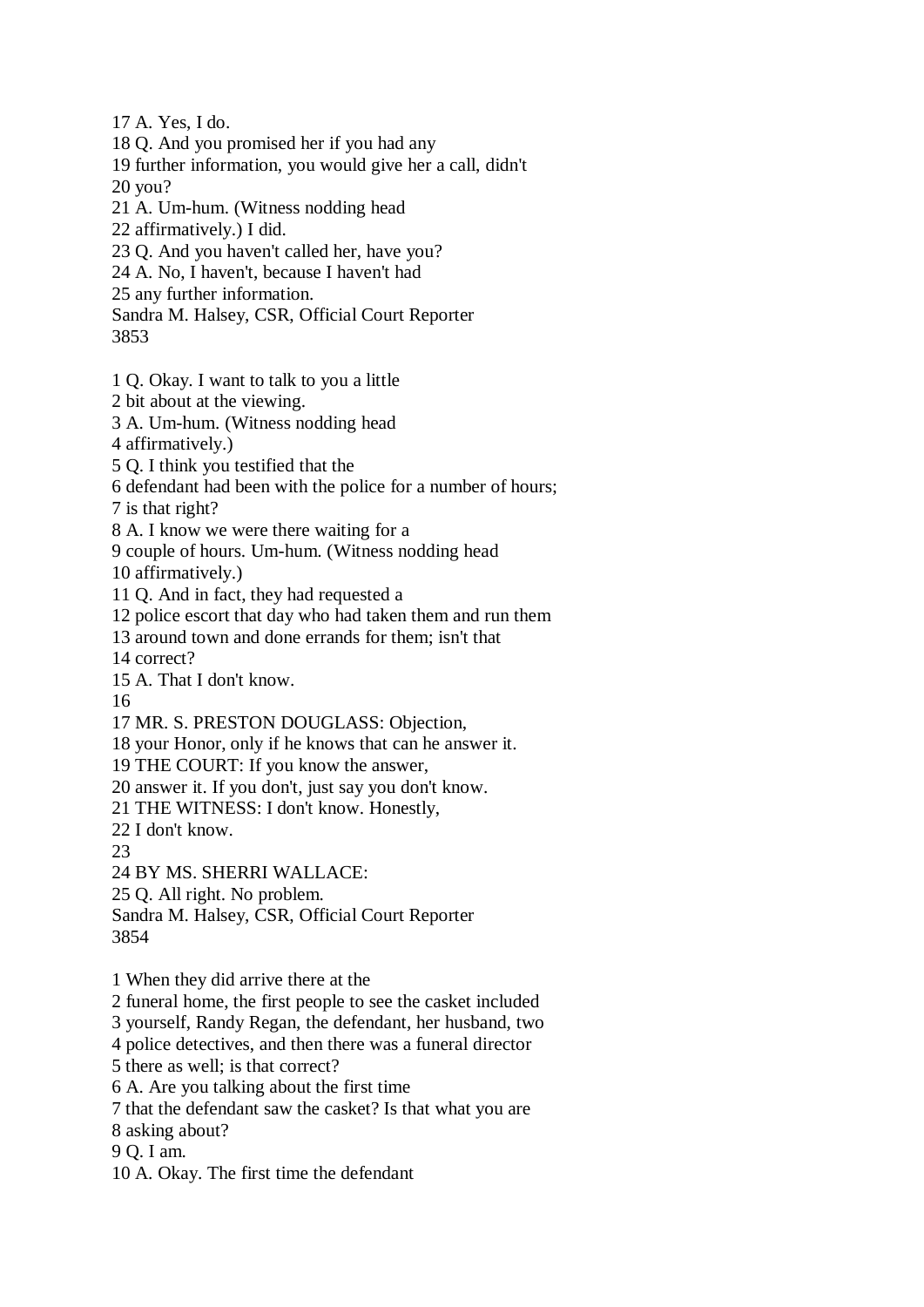17 A. Yes, I do.
18 Q. And you promised her if you had any
19 further information, you would give her a call, didn't
20 you?
21 A. Um-hum. (Witness nodding head
22 affirmatively.) I did.
23 Q. And you haven't called her, have you?
24 A. No, I haven't, because I haven't had
25 any further information.
Sandra M. Halsey, CSR, Official Court Reporter

1 Q. Okay. I want to talk to you a little
2 bit about at the viewing.
3 A. Um-hum. (Witness nodding head
4 affirmatively.)
5 Q. I think you testified that the
6 defendant had been with the police for a number of hours;
7 is that right?
8 A. I know we were there waiting for a
9 couple of hours. Um-hum. (Witness nodding head
10 affirmatively.)
11 Q. And in fact, they had requested a
12 police escort that day who had taken them and run them
13 around town and done errands for them; isn't that
14 correct?
15 A. That I don't know.
16
17 MR. S. PRESTON DOUGLASS: Objection,
18 your Honor, only if he knows that can he answer it.
19 THE COURT: If you know the answer,
20 answer it. If you don't, just say you don't know.
21 THE WITNESS: I don't know. Honestly,
22 I don't know.
23
24 BY MS. SHERRI WALLACE:
25 Q. All right. No problem.
Sandra M. Halsey, CSR, Official Court Reporter

1 When they did arrive there at the
2 funeral home, the first people to see the casket included
3 yourself, Randy Regan, the defendant, her husband, two
4 police detectives, and then there was a funeral director
5 there as well; is that correct?
6 A. Are you talking about the first time
7 that the defendant saw the casket? Is that what you are
8 asking about?
9 Q. I am.
10 A. Okay. The first time the defendant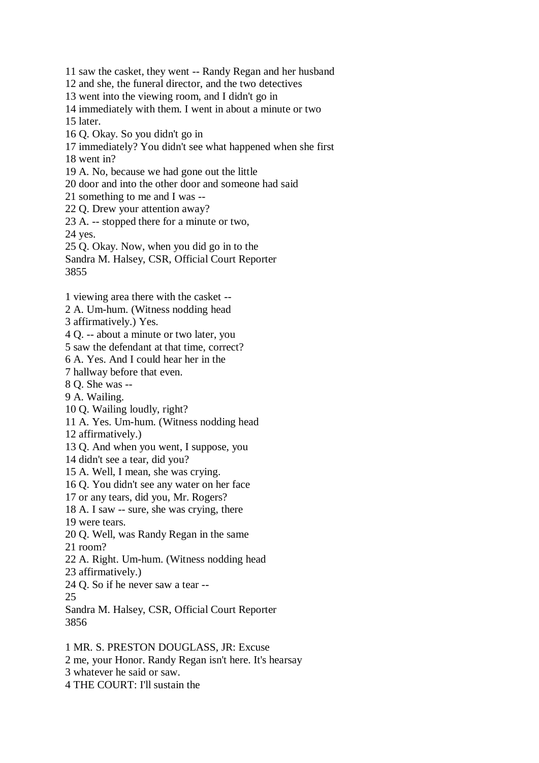11 saw the casket, they went -- Randy Regan and her husband
12 and she, the funeral director, and the two detectives
13 went into the viewing room, and I didn't go in
14 immediately with them. I went in about a minute or two
15 later.
16 Q. Okay. So you didn't go in
17 immediately? You didn't see what happened when she first
18 went in?
19 A. No, because we had gone out the little
20 door and into the other door and someone had said
21 something to me and I was --
22 Q. Drew your attention away?
23 A. -- stopped there for a minute or two,
24 yes.
25 Q. Okay. Now, when you did go in to the
Sandra M. Halsey, CSR, Official Court Reporter

1 viewing area there with the casket --
2 A. Um-hum. (Witness nodding head
3 affirmatively.) Yes.
4 Q. -- about a minute or two later, you
5 saw the defendant at that time, correct?
6 A. Yes. And I could hear her in the
7 hallway before that even.
8 Q. She was --
9 A. Wailing.
10 Q. Wailing loudly, right?
11 A. Yes. Um-hum. (Witness nodding head
12 affirmatively.)
13 Q. And when you went, I suppose, you
14 didn't see a tear, did you?
15 A. Well, I mean, she was crying.
16 Q. You didn't see any water on her face
17 or any tears, did you, Mr. Rogers?
18 A. I saw -- sure, she was crying, there
19 were tears.
20 Q. Well, was Randy Regan in the same
21 room?
22 A. Right. Um-hum. (Witness nodding head
23 affirmatively.)
24 Q. So if he never saw a tear --
25
Sandra M. Halsey, CSR, Official Court Reporter

1 MR. S. PRESTON DOUGLASS, JR: Excuse
2 me, your Honor. Randy Regan isn't here. It's hearsay
3 whatever he said or saw.
4 THE COURT: I'll sustain the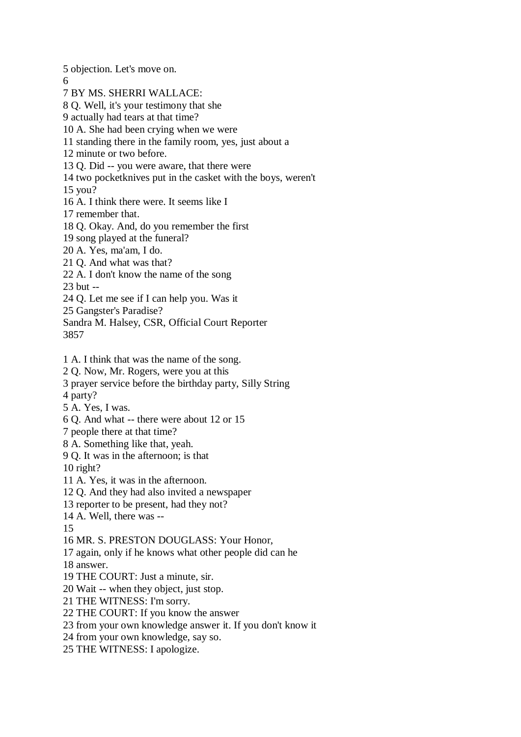5 objection. Let's move on.
6
7 BY MS. SHERRI WALLACE:
8 Q. Well, it's your testimony that she
9 actually had tears at that time?
10 A. She had been crying when we were
11 standing there in the family room, yes, just about a
12 minute or two before.
13 Q. Did -- you were aware, that there were
14 two pocketknives put in the casket with the boys, weren't
15 you?
16 A. I think there were. It seems like I
17 remember that.
18 Q. Okay. And, do you remember the first
19 song played at the funeral?
20 A. Yes, ma'am, I do.
21 Q. And what was that?
22 A. I don't know the name of the song
23 but --
24 Q. Let me see if I can help you. Was it
25 Gangster's Paradise?
Sandra M. Halsey, CSR, Official Court Reporter
3857

1 A. I think that was the name of the song.
2 Q. Now, Mr. Rogers, were you at this
3 prayer service before the birthday party, Silly String
4 party?
5 A. Yes, I was.
6 Q. And what -- there were about 12 or 15
7 people there at that time?
8 A. Something like that, yeah.
9 Q. It was in the afternoon; is that
10 right?
11 A. Yes, it was in the afternoon.
12 Q. And they had also invited a newspaper
13 reporter to be present, had they not?
14 A. Well, there was --
15
16 MR. S. PRESTON DOUGLASS: Your Honor,
17 again, only if he knows what other people did can he
18 answer.
19 THE COURT: Just a minute, sir.
20 Wait -- when they object, just stop.
21 THE WITNESS: I'm sorry.
22 THE COURT: If you know the answer
23 from your own knowledge answer it. If you don't know it
24 from your own knowledge, say so.
25 THE WITNESS: I apologize.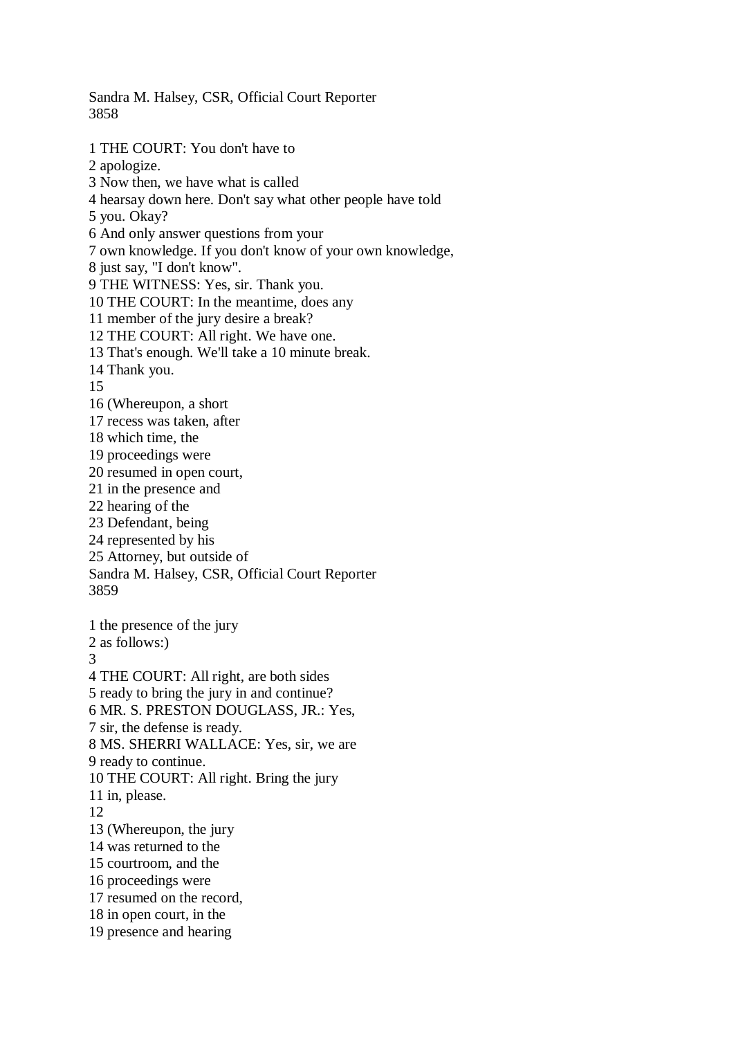1 THE COURT: You don't have to
2 apologize.
3 Now then, we have what is called
4 hearsay down here. Don't say what other people have told
5 you. Okay?
6 And only answer questions from your
7 own knowledge. If you don't know of your own knowledge,
8 just say, "I don't know".
9 THE WITNESS: Yes, sir. Thank you.
10 THE COURT: In the meantime, does any
11 member of the jury desire a break?
12 THE COURT: All right. We have one.
13 That's enough. We'll take a 10 minute break.
14 Thank you.
15
16 (Whereupon, a short
17 recess was taken, after
18 which time, the
19 proceedings were
20 resumed in open court,
21 in the presence and
22 hearing of the
23 Defendant, being
24 represented by his
25 Attorney, but outside of

1 the presence of the jury
2 as follows:)
3
4 THE COURT: All right, are both sides
5 ready to bring the jury in and continue?
6 MR. S. PRESTON DOUGLASS, JR.: Yes,
7 sir, the defense is ready.
8 MS. SHERRI WALLACE: Yes, sir, we are
9 ready to continue.
10 THE COURT: All right. Bring the jury
11 in, please.
12
13 (Whereupon, the jury
14 was returned to the
15 courtroom, and the
16 proceedings were
17 resumed on the record,
18 in open court, in the
19 presence and hearing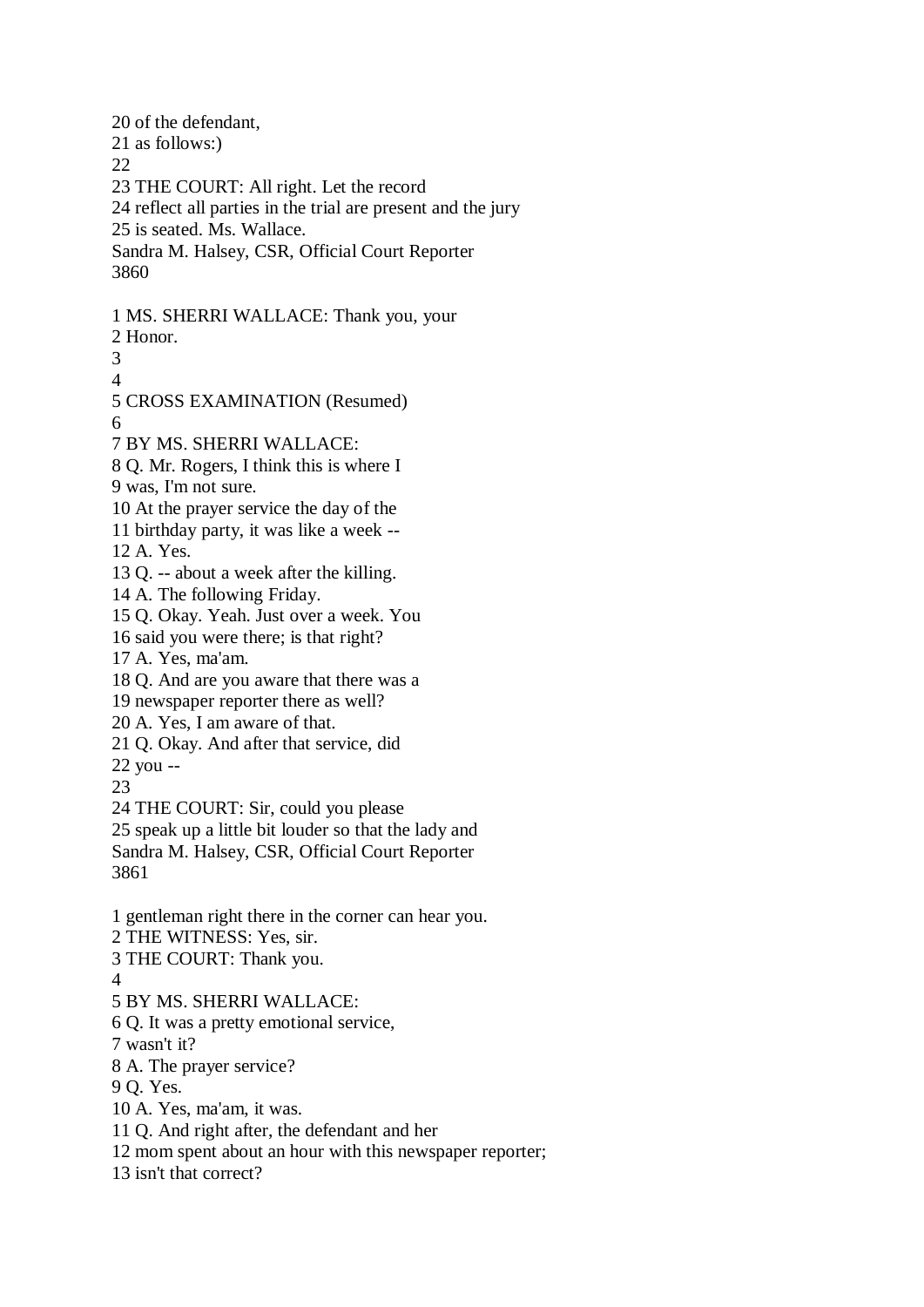20 of the defendant,
21 as follows:)
22
23 THE COURT: All right. Let the record
24 reflect all parties in the trial are present and the jury
25 is seated. Ms. Wallace.

1 MS. SHERRI WALLACE: Thank you, your
2 Honor.
3
4
5 CROSS EXAMINATION (Resumed)
6
7 BY MS. SHERRI WALLACE:
8 Q. Mr. Rogers, I think this is where I
9 was, I'm not sure.
10 At the prayer service the day of the
11 birthday party, it was like a week --
12 A. Yes.
13 Q. -- about a week after the killing.
14 A. The following Friday.
15 Q. Okay. Yeah. Just over a week. You
16 said you were there; is that right?
17 A. Yes, ma'am.
18 Q. And are you aware that there was a
19 newspaper reporter there as well?
20 A. Yes, I am aware of that.
21 Q. Okay. And after that service, did
22 you --
23
24 THE COURT: Sir, could you please
25 speak up a little bit louder so that the lady and

1 gentleman right there in the corner can hear you.
2 THE WITNESS: Yes, sir.
3 THE COURT: Thank you.
4
5 BY MS. SHERRI WALLACE:
6 Q. It was a pretty emotional service,
7 wasn't it?
8 A. The prayer service?
9 Q. Yes.
10 A. Yes, ma'am, it was.
11 Q. And right after, the defendant and her
12 mom spent about an hour with this newspaper reporter;
13 isn't that correct?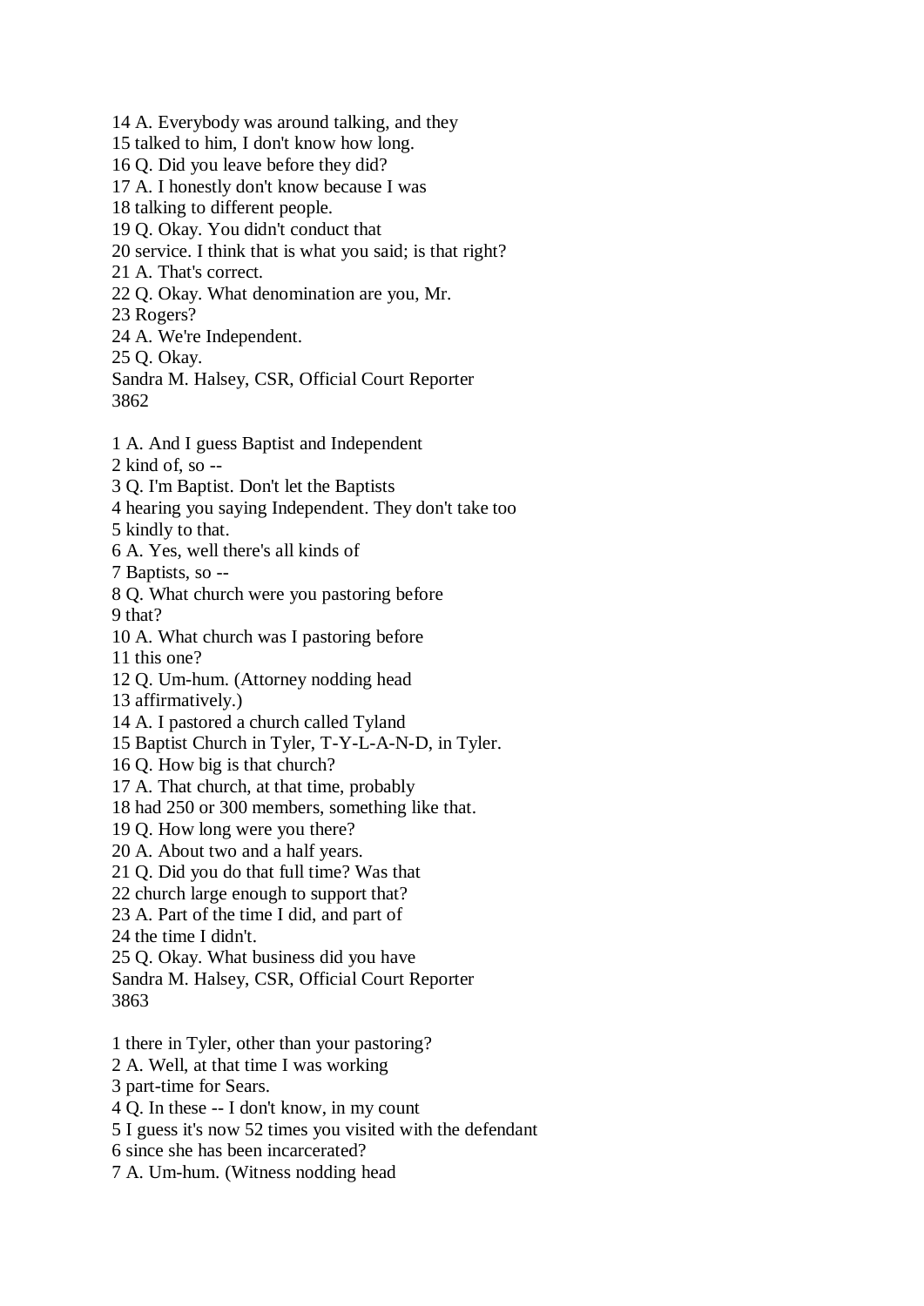14 A. Everybody was around talking, and they
15 talked to him, I don't know how long.
16 Q. Did you leave before they did?
17 A. I honestly don't know because I was
18 talking to different people.
19 Q. Okay. You didn't conduct that
20 service. I think that is what you said; is that right?
21 A. That's correct.
22 Q. Okay. What denomination are you, Mr.
23 Rogers?
24 A. We're Independent.
25 Q. Okay.
Sandra M. Halsey, CSR, Official Court Reporter
3862

1 A. And I guess Baptist and Independent
2 kind of, so --
3 Q. I'm Baptist. Don't let the Baptists
4 hearing you saying Independent. They don't take too
5 kindly to that.
6 A. Yes, well there's all kinds of
7 Baptists, so --
8 Q. What church were you pastoring before
9 that?
10 A. What church was I pastoring before
11 this one?
12 Q. Um-hum. (Attorney nodding head
13 affirmatively.)
14 A. I pastored a church called Tyland
15 Baptist Church in Tyler, T-Y-L-A-N-D, in Tyler.
16 Q. How big is that church?
17 A. That church, at that time, probably
18 had 250 or 300 members, something like that.
19 Q. How long were you there?
20 A. About two and a half years.
21 Q. Did you do that full time? Was that
22 church large enough to support that?
23 A. Part of the time I did, and part of
24 the time I didn't.
25 Q. Okay. What business did you have
Sandra M. Halsey, CSR, Official Court Reporter
3863

1 there in Tyler, other than your pastoring?
2 A. Well, at that time I was working
3 part-time for Sears.
4 Q. In these -- I don't know, in my count
5 I guess it's now 52 times you visited with the defendant
6 since she has been incarcerated?
7 A. Um-hum. (Witness nodding head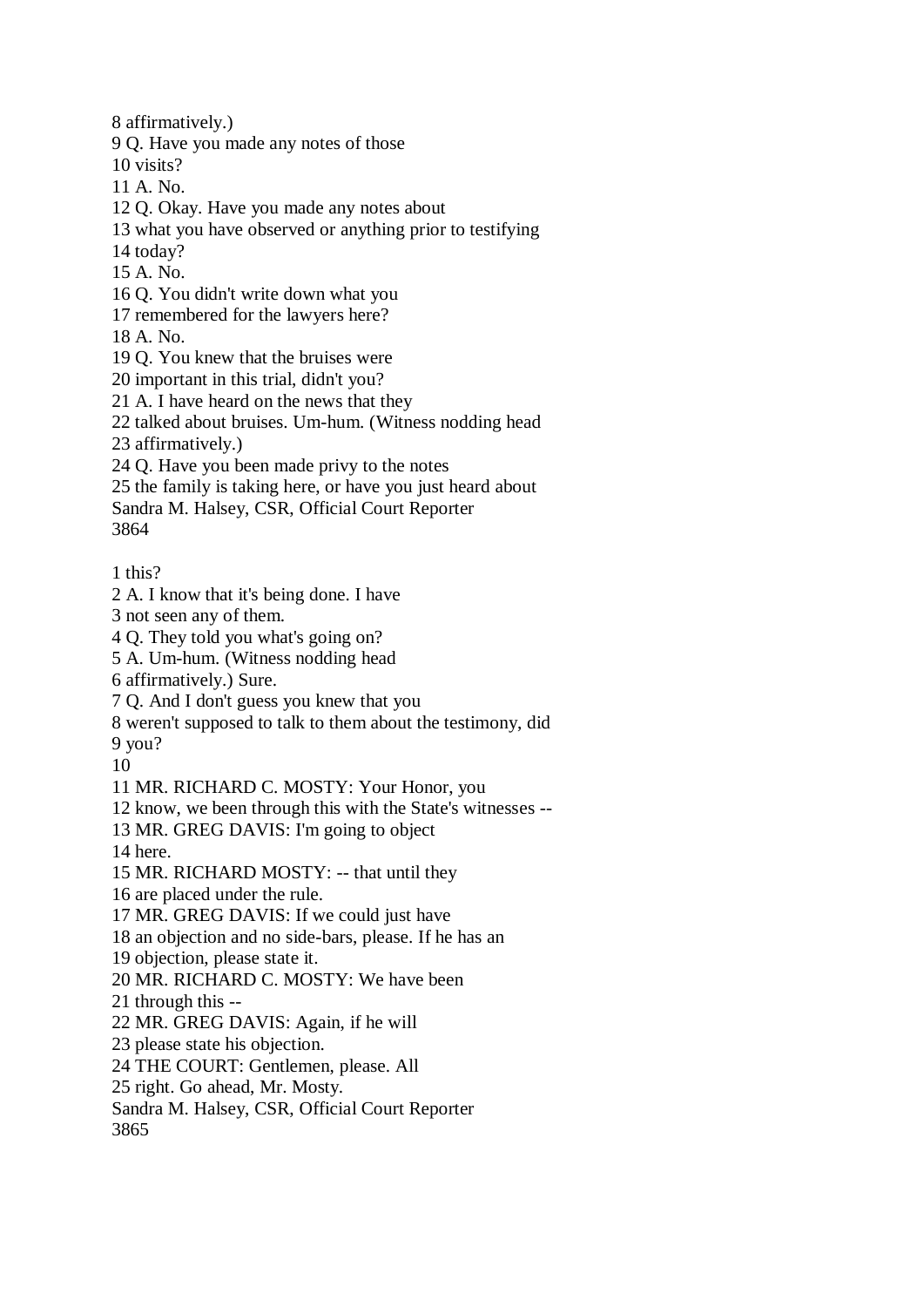8 affirmatively.)
9 Q. Have you made any notes of those
10 visits?
11 A. No.
12 Q. Okay. Have you made any notes about
13 what you have observed or anything prior to testifying
14 today?
15 A. No.
16 Q. You didn't write down what you
17 remembered for the lawyers here?
18 A. No.
19 Q. You knew that the bruises were
20 important in this trial, didn't you?
21 A. I have heard on the news that they
22 talked about bruises. Um-hum. (Witness nodding head
23 affirmatively.)
24 Q. Have you been made privy to the notes
25 the family is taking here, or have you just heard about

1 this?
2 A. I know that it's being done. I have
3 not seen any of them.
4 Q. They told you what's going on?
5 A. Um-hum. (Witness nodding head
6 affirmatively.) Sure.
7 Q. And I don't guess you knew that you
8 weren't supposed to talk to them about the testimony, did
9 you?
10
11 MR. RICHARD C. MOSTY: Your Honor, you
12 know, we been through this with the State's witnesses --
13 MR. GREG DAVIS: I'm going to object
14 here.
15 MR. RICHARD MOSTY: -- that until they
16 are placed under the rule.
17 MR. GREG DAVIS: If we could just have
18 an objection and no side-bars, please. If he has an
19 objection, please state it.
20 MR. RICHARD C. MOSTY: We have been
21 through this --
22 MR. GREG DAVIS: Again, if he will
23 please state his objection.
24 THE COURT: Gentlemen, please. All
25 right. Go ahead, Mr. Mosty.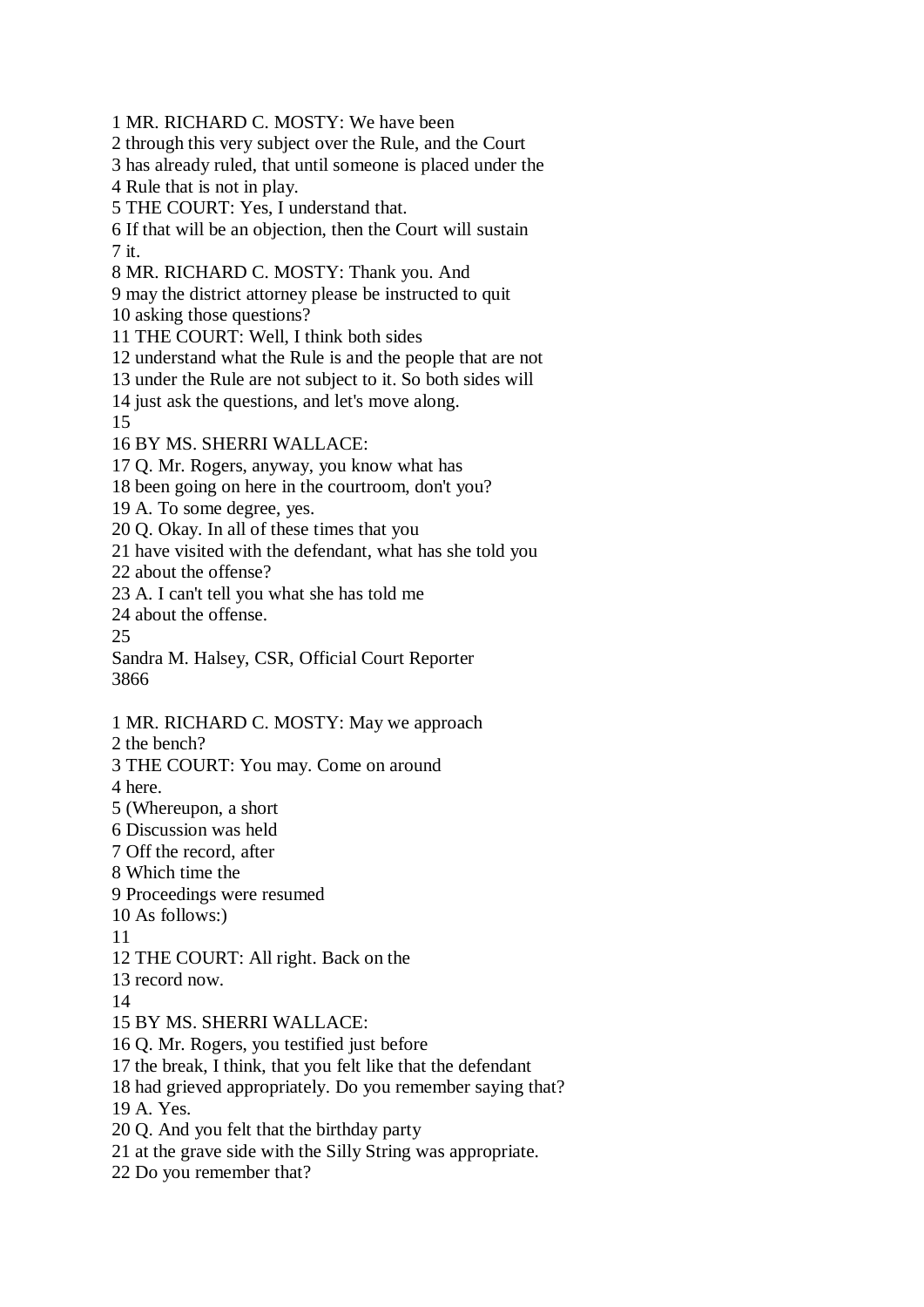1 MR. RICHARD C. MOSTY: We have been
2 through this very subject over the Rule, and the Court
3 has already ruled, that until someone is placed under the
4 Rule that is not in play.
5 THE COURT: Yes, I understand that.
6 If that will be an objection, then the Court will sustain
7 it.
8 MR. RICHARD C. MOSTY: Thank you. And
9 may the district attorney please be instructed to quit
10 asking those questions?
11 THE COURT: Well, I think both sides
12 understand what the Rule is and the people that are not
13 under the Rule are not subject to it. So both sides will
14 just ask the questions, and let's move along.
15
16 BY MS. SHERRI WALLACE:
17 Q. Mr. Rogers, anyway, you know what has
18 been going on here in the courtroom, don't you?
19 A. To some degree, yes.
20 Q. Okay. In all of these times that you
21 have visited with the defendant, what has she told you
22 about the offense?
23 A. I can't tell you what she has told me
24 about the offense.
25
Sandra M. Halsey, CSR, Official Court Reporter
3866

1 MR. RICHARD C. MOSTY: May we approach
2 the bench?
3 THE COURT: You may. Come on around
4 here.
5 (Whereupon, a short
6 Discussion was held
7 Off the record, after
8 Which time the
9 Proceedings were resumed
10 As follows:)
11
12 THE COURT: All right. Back on the
13 record now.
14
15 BY MS. SHERRI WALLACE:
16 Q. Mr. Rogers, you testified just before
17 the break, I think, that you felt like that the defendant
18 had grieved appropriately. Do you remember saying that?
19 A. Yes.
20 Q. And you felt that the birthday party
21 at the grave side with the Silly String was appropriate.
22 Do you remember that?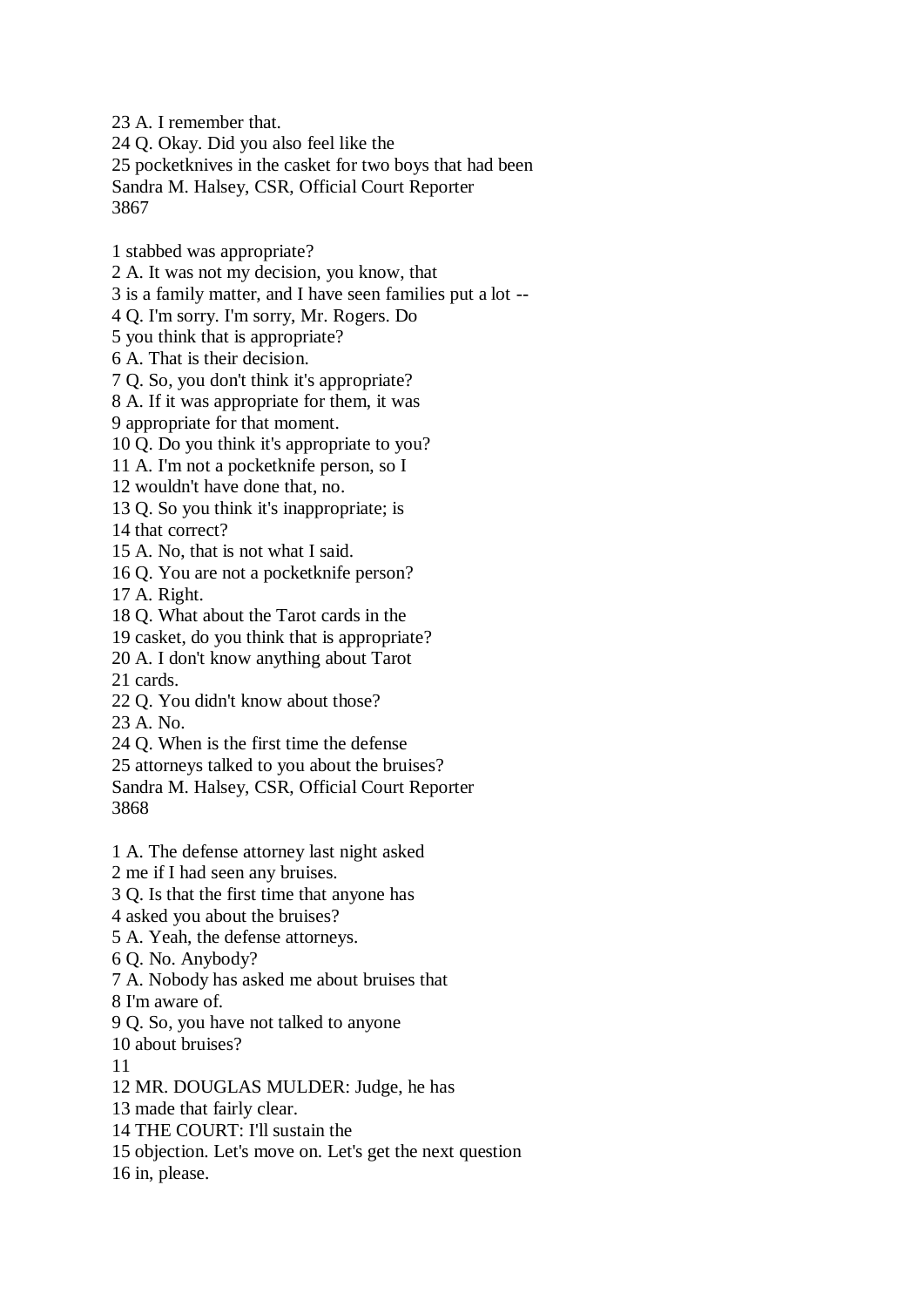23 A. I remember that.
24 Q. Okay. Did you also feel like the
25 pocketknives in the casket for two boys that had been

1 stabbed was appropriate?
2 A. It was not my decision, you know, that
3 is a family matter, and I have seen families put a lot --
4 Q. I'm sorry. I'm sorry, Mr. Rogers. Do
5 you think that is appropriate?
6 A. That is their decision.
7 Q. So, you don't think it's appropriate?
8 A. If it was appropriate for them, it was
9 appropriate for that moment.
10 Q. Do you think it's appropriate to you?
11 A. I'm not a pocketknife person, so I
12 wouldn't have done that, no.
13 Q. So you think it's inappropriate; is
14 that correct?
15 A. No, that is not what I said.
16 Q. You are not a pocketknife person?
17 A. Right.
18 Q. What about the Tarot cards in the
19 casket, do you think that is appropriate?
20 A. I don't know anything about Tarot
21 cards.
22 Q. You didn't know about those?
23 A. No.
24 Q. When is the first time the defense
25 attorneys talked to you about the bruises?

1 A. The defense attorney last night asked
2 me if I had seen any bruises.
3 Q. Is that the first time that anyone has
4 asked you about the bruises?
5 A. Yeah, the defense attorneys.
6 Q. No. Anybody?
7 A. Nobody has asked me about bruises that
8 I'm aware of.
9 Q. So, you have not talked to anyone
10 about bruises?
11
12 MR. DOUGLAS MULDER: Judge, he has
13 made that fairly clear.
14 THE COURT: I'll sustain the
15 objection. Let's move on. Let's get the next question
16 in, please.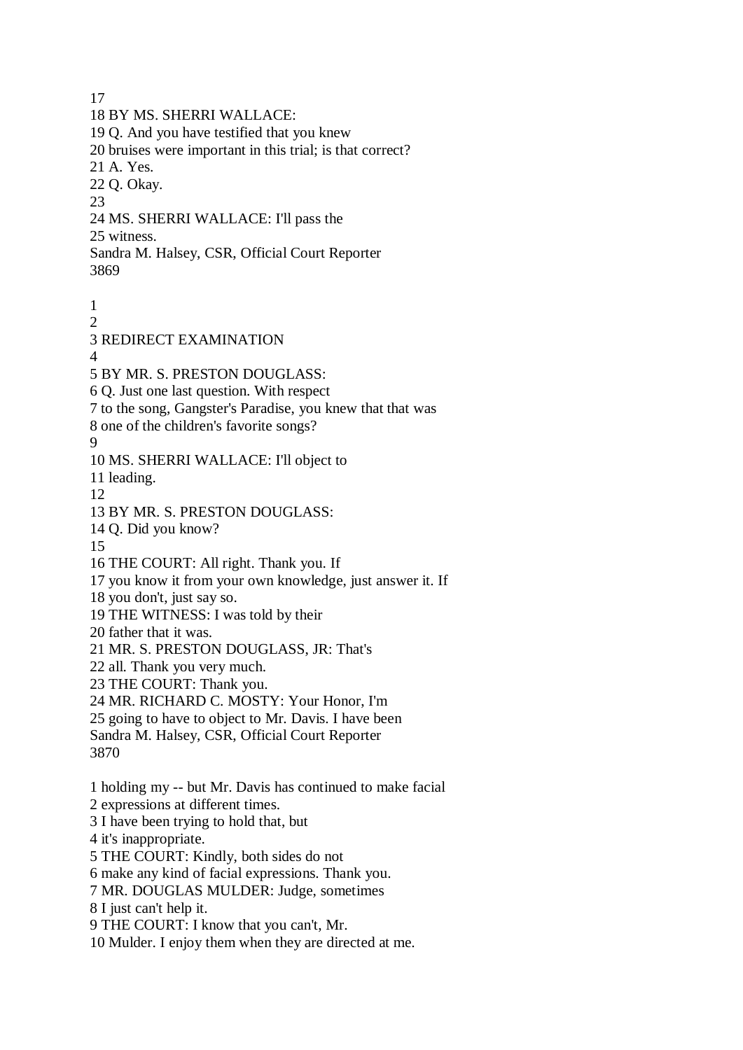17
18 BY MS. SHERRI WALLACE:
19 Q. And you have testified that you knew
20 bruises were important in this trial; is that correct?
21 A. Yes.
22 Q. Okay.
23
24 MS. SHERRI WALLACE: I'll pass the
25 witness.
Sandra M. Halsey, CSR, Official Court Reporter
3869

1
2
3 REDIRECT EXAMINATION
4
5 BY MR. S. PRESTON DOUGLASS:
6 Q. Just one last question. With respect
7 to the song, Gangster's Paradise, you knew that that was
8 one of the children's favorite songs?
9
10 MS. SHERRI WALLACE: I'll object to
11 leading.
12
13 BY MR. S. PRESTON DOUGLASS:
14 Q. Did you know?
15
16 THE COURT: All right. Thank you. If
17 you know it from your own knowledge, just answer it. If
18 you don't, just say so.
19 THE WITNESS: I was told by their
20 father that it was.
21 MR. S. PRESTON DOUGLASS, JR: That's
22 all. Thank you very much.
23 THE COURT: Thank you.
24 MR. RICHARD C. MOSTY: Your Honor, I'm
25 going to have to object to Mr. Davis. I have been
Sandra M. Halsey, CSR, Official Court Reporter
3870

1 holding my -- but Mr. Davis has continued to make facial
2 expressions at different times.
3 I have been trying to hold that, but
4 it's inappropriate.
5 THE COURT: Kindly, both sides do not
6 make any kind of facial expressions. Thank you.
7 MR. DOUGLAS MULDER: Judge, sometimes
8 I just can't help it.
9 THE COURT: I know that you can't, Mr.
10 Mulder. I enjoy them when they are directed at me.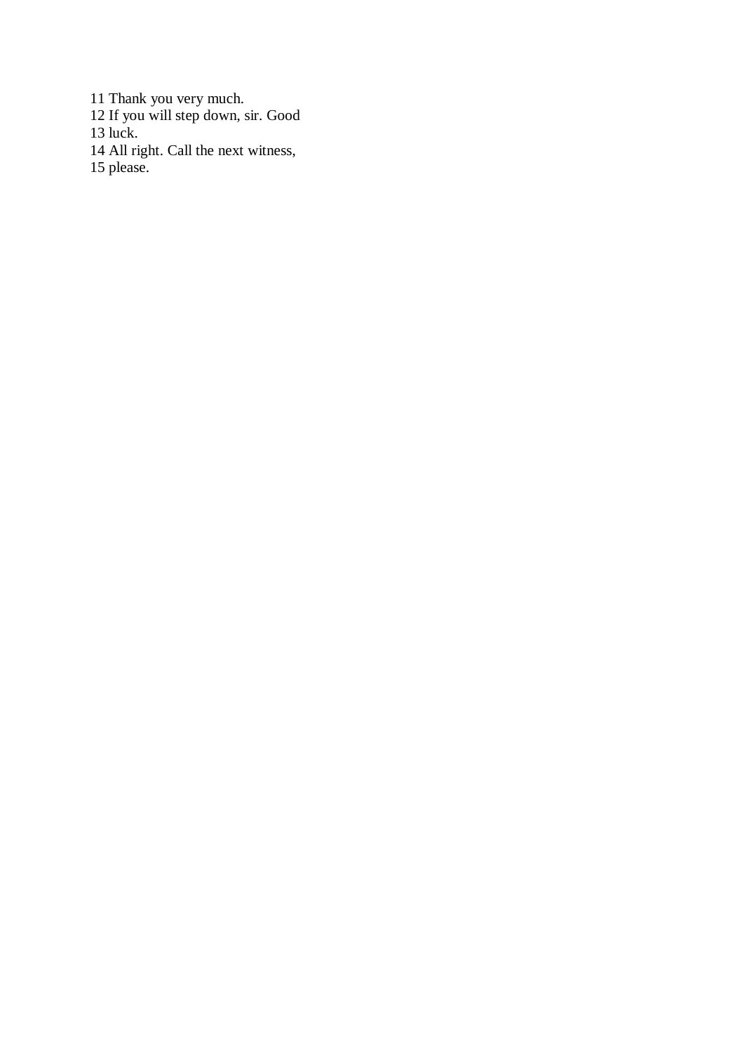11 Thank you very much.
12 If you will step down, sir. Good
13 luck.
14 All right. Call the next witness,
15 please.